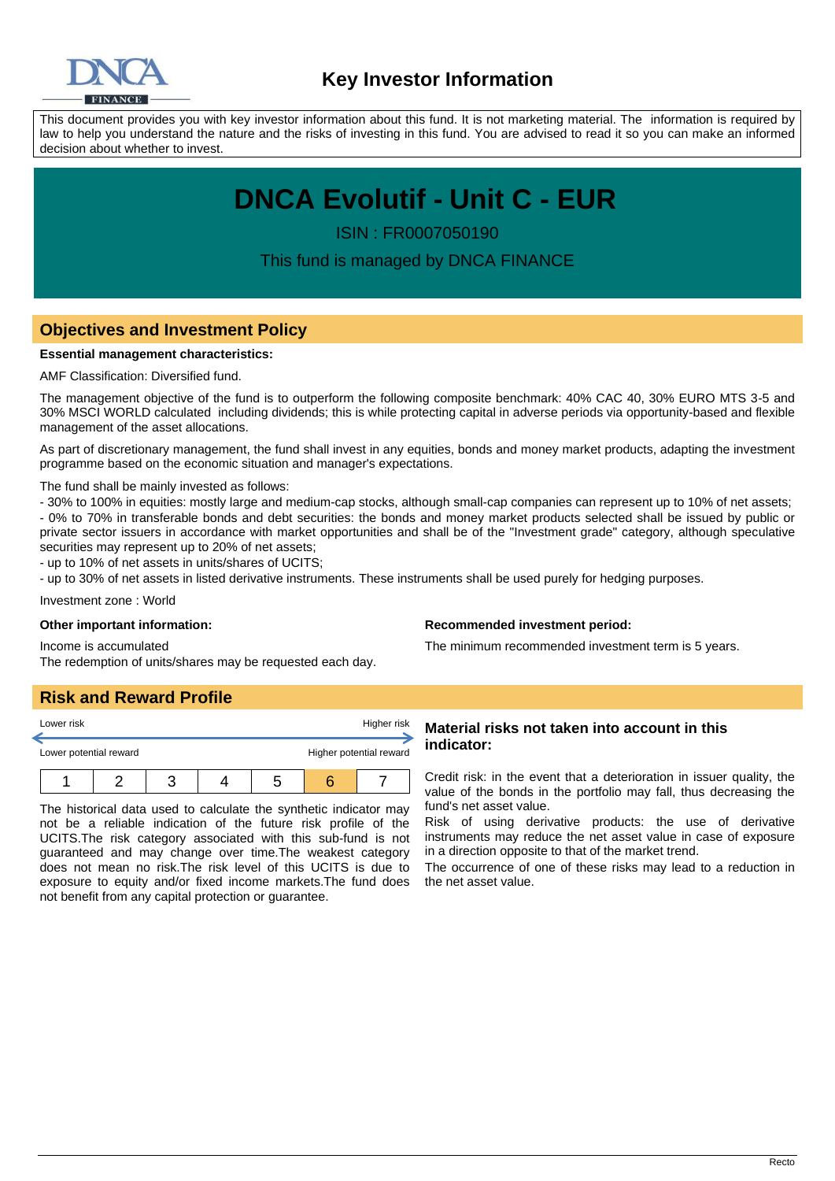# Key Investor Information

This document provides you with key investor information about this fund. It is not marketing material. The information is required by law to help you understand the nature and the risks of investing in this fund. You are advised to read it so you can make an informed decision about whether to invest.

# DNCA Evolutif - Unit C - EUR

ISIN : FR0007050190

This fund is managed by DNCA FINANCE

## Objectives and Investment Policy

**Essential management characteristics:**

AMF Classification: Diversified fund.

The management objective of the fund is to outperform the following composite benchmark: 40% CAC 40, 30% EURO MTS 3-5 and 30% MSCI WORLD calculated including dividends; this is while protecting capital in adverse periods via opportunity-based and flexible management of the asset allocations.

As part of discretionary management, the fund shall invest in any equities, bonds and money market products, adapting the investment programme based on the economic situation and manager's expectations.

The fund shall be mainly invested as follows:

- 30% to 100% in equities: mostly large and medium-cap stocks, although small-cap companies can represent up to 10% of net assets;
- 0% to 70% in transferable bonds and debt securities: the bonds and money market products selected shall be issued by public or private sector issuers in accordance with market opportunities and shall be of the "Investment grade" category, although speculative securities may represent up to 20% of net assets;
- up to 10% of net assets in units/shares of UCITS;
- up to 30% of net assets in listed derivative instruments. These instruments shall be used purely for hedging purposes.

Investment zone : World

**Other important information:**

Income is accumulated

The redemption of units/shares may be requested each day.

**Recommended investment period:**

The minimum recommended investment term is 5 years.

## Risk and Reward Profile

Lower risk — Higher risk

Lower potential reward — Higher potential reward

| 1 | 2 | 3 | 4 | 5 | 6 | 7 |
|---|---|---|---|---|---|---|

(Category 6 highlighted)

The historical data used to calculate the synthetic indicator may not be a reliable indication of the future risk profile of the UCITS.The risk category associated with this sub-fund is not guaranteed and may change over time.The weakest category does not mean no risk.The risk level of this UCITS is due to exposure to equity and/or fixed income markets.The fund does not benefit from any capital protection or guarantee.

### Material risks not taken into account in this indicator:

Credit risk: in the event that a deterioration in issuer quality, the value of the bonds in the portfolio may fall, thus decreasing the fund's net asset value.

Risk of using derivative products: the use of derivative instruments may reduce the net asset value in case of exposure in a direction opposite to that of the market trend.

The occurrence of one of these risks may lead to a reduction in the net asset value.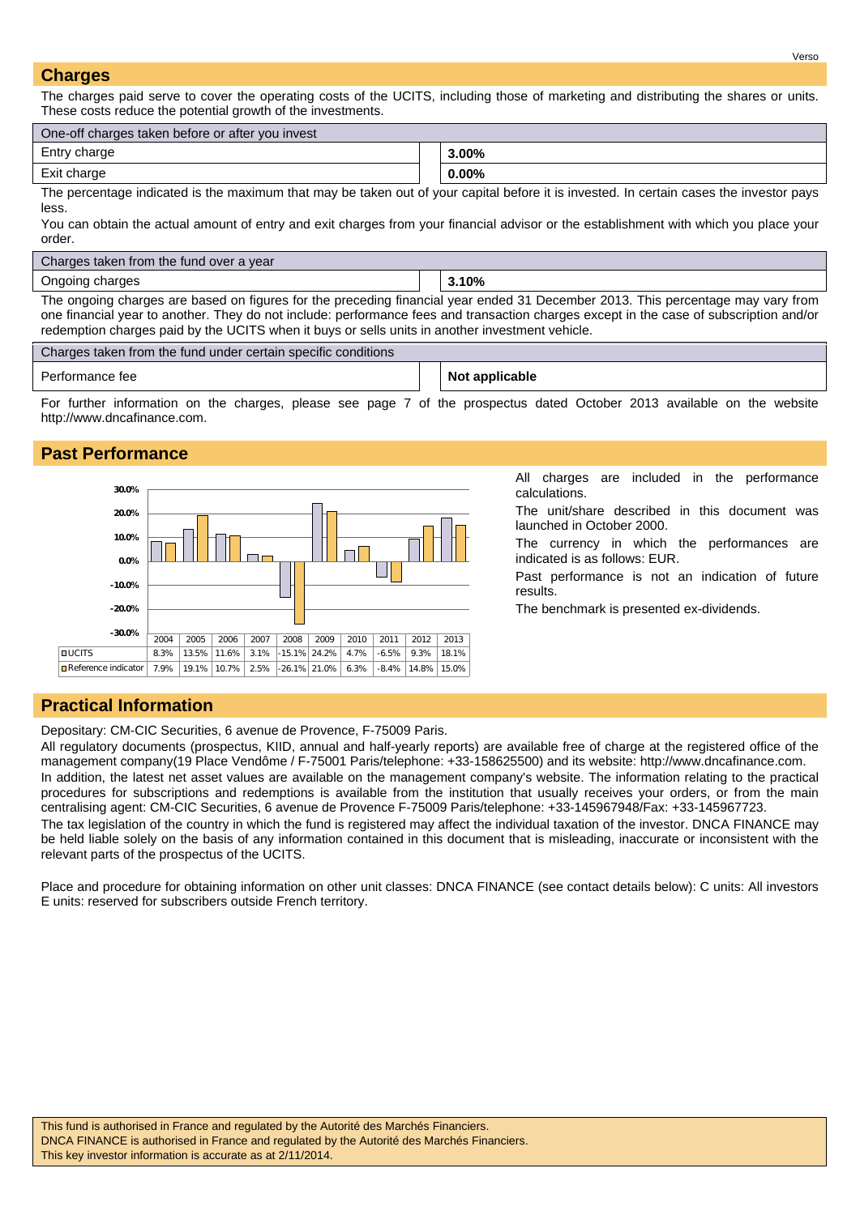## Charges

The charges paid serve to cover the operating costs of the UCITS, including those of marketing and distributing the shares or units. These costs reduce the potential growth of the investments.

| One-off charges taken before or after you invest | |
|---|---|
| Entry charge | **3.00%** |
| Exit charge | **0.00%** |

The percentage indicated is the maximum that may be taken out of your capital before it is invested. In certain cases the investor pays less.

You can obtain the actual amount of entry and exit charges from your financial advisor or the establishment with which you place your order.

| Charges taken from the fund over a year | |
|---|---|
| Ongoing charges | **3.10%** |

The ongoing charges are based on figures for the preceding financial year ended 31 December 2013. This percentage may vary from one financial year to another. They do not include: performance fees and transaction charges except in the case of subscription and/or redemption charges paid by the UCITS when it buys or sells units in another investment vehicle.

| Charges taken from the fund under certain specific conditions | |
|---|---|
| Performance fee | **Not applicable** |

For further information on the charges, please see page 7 of the prospectus dated October 2013 available on the website http://www.dncafinance.com.

## Past Performance

30.0%
20.0%
10.0%
0.0%
-10.0%
-20.0%
-30.0%

| | 2004 | 2005 | 2006 | 2007 | 2008 | 2009 | 2010 | 2011 | 2012 | 2013 |
|---|---|---|---|---|---|---|---|---|---|---|
| UCITS | 8.3% | 13.5% | 11.6% | 3.1% | -15.1% | 24.2% | 4.7% | -6.5% | 9.3% | 18.1% |
| Reference indicator | 7.9% | 19.1% | 10.7% | 2.5% | -26.1% | 21.0% | 6.3% | -8.4% | 14.8% | 15.0% |

All charges are included in the performance calculations.

The unit/share described in this document was launched in October 2000.

The currency in which the performances are indicated is as follows: EUR.

Past performance is not an indication of future results.

The benchmark is presented ex-dividends.

## Practical Information

Depositary: CM-CIC Securities, 6 avenue de Provence, F-75009 Paris.

All regulatory documents (prospectus, KIID, annual and half-yearly reports) are available free of charge at the registered office of the management company(19 Place Vendôme / F-75001 Paris/telephone: +33-158625500) and its website: http://www.dncafinance.com.

In addition, the latest net asset values are available on the management company's website. The information relating to the practical procedures for subscriptions and redemptions is available from the institution that usually receives your orders, or from the main centralising agent: CM-CIC Securities, 6 avenue de Provence F-75009 Paris/telephone: +33-145967948/Fax: +33-145967723.

The tax legislation of the country in which the fund is registered may affect the individual taxation of the investor. DNCA FINANCE may be held liable solely on the basis of any information contained in this document that is misleading, inaccurate or inconsistent with the relevant parts of the prospectus of the UCITS.

Place and procedure for obtaining information on other unit classes: DNCA FINANCE (see contact details below): C units: All investors E units: reserved for subscribers outside French territory.

This fund is authorised in France and regulated by the Autorité des Marchés Financiers.
DNCA FINANCE is authorised in France and regulated by the Autorité des Marchés Financiers.
This key investor information is accurate as at 2/11/2014.